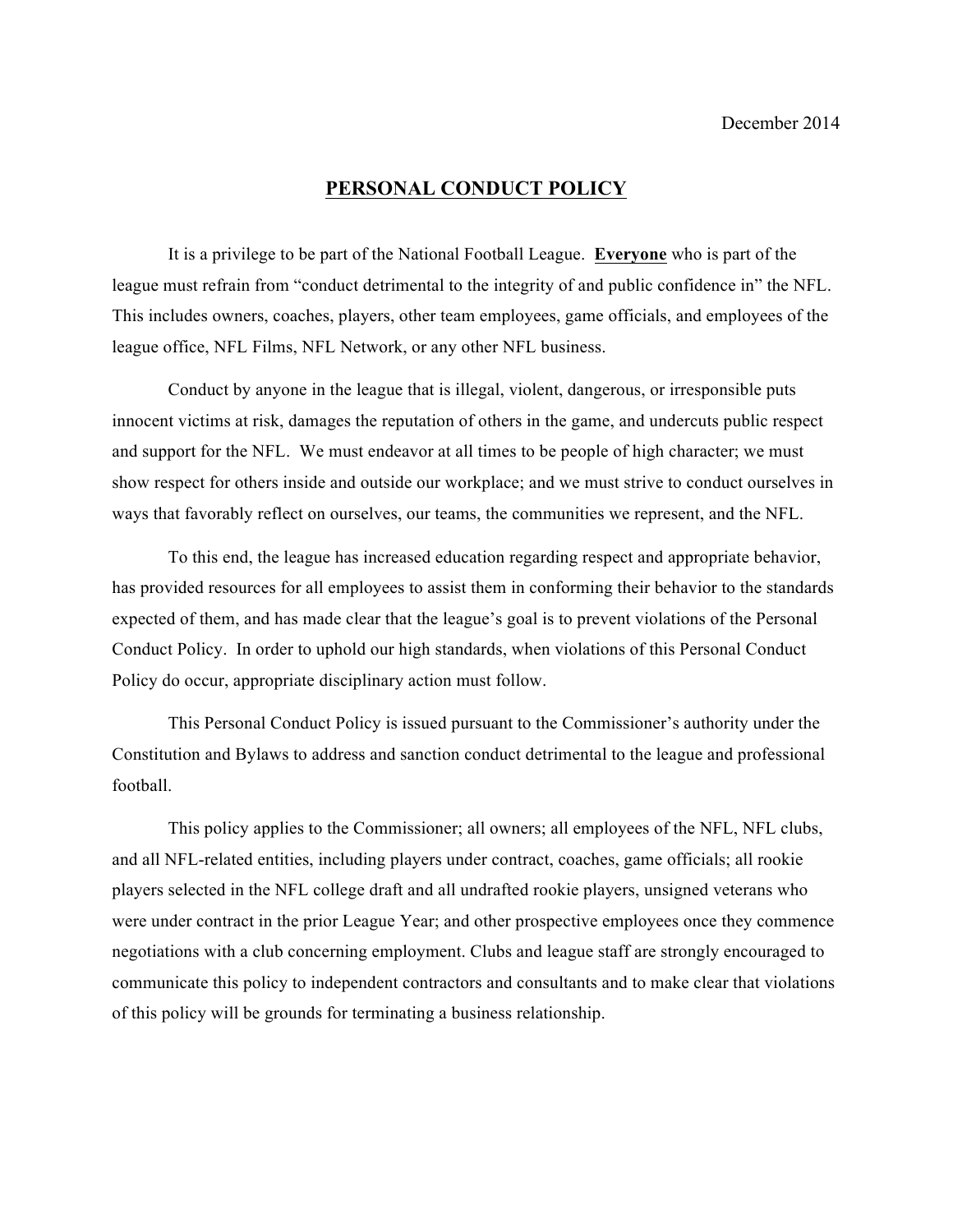December 2014

# PERSONAL CONDUCT POLICY

It is a privilege to be part of the National Football League. **Everyone** who is part of the league must refrain from "conduct detrimental to the integrity of and public confidence in" the NFL. This includes owners, coaches, players, other team employees, game officials, and employees of the league office, NFL Films, NFL Network, or any other NFL business.

Conduct by anyone in the league that is illegal, violent, dangerous, or irresponsible puts innocent victims at risk, damages the reputation of others in the game, and undercuts public respect and support for the NFL. We must endeavor at all times to be people of high character; we must show respect for others inside and outside our workplace; and we must strive to conduct ourselves in ways that favorably reflect on ourselves, our teams, the communities we represent, and the NFL.

To this end, the league has increased education regarding respect and appropriate behavior, has provided resources for all employees to assist them in conforming their behavior to the standards expected of them, and has made clear that the league's goal is to prevent violations of the Personal Conduct Policy. In order to uphold our high standards, when violations of this Personal Conduct Policy do occur, appropriate disciplinary action must follow.

This Personal Conduct Policy is issued pursuant to the Commissioner's authority under the Constitution and Bylaws to address and sanction conduct detrimental to the league and professional football.

This policy applies to the Commissioner; all owners; all employees of the NFL, NFL clubs, and all NFL-related entities, including players under contract, coaches, game officials; all rookie players selected in the NFL college draft and all undrafted rookie players, unsigned veterans who were under contract in the prior League Year; and other prospective employees once they commence negotiations with a club concerning employment. Clubs and league staff are strongly encouraged to communicate this policy to independent contractors and consultants and to make clear that violations of this policy will be grounds for terminating a business relationship.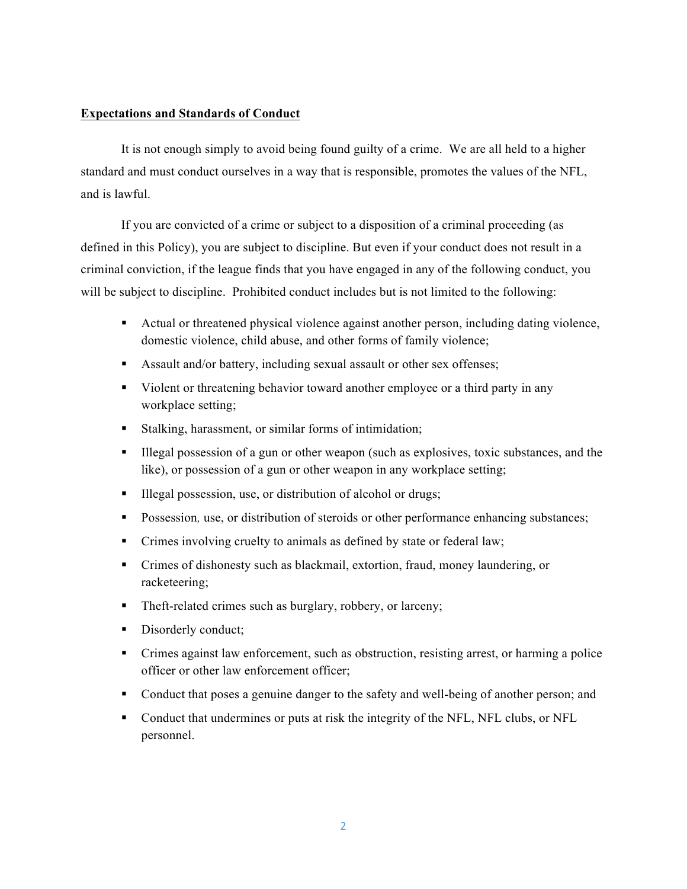**Expectations and Standards of Conduct**

It is not enough simply to avoid being found guilty of a crime. We are all held to a higher standard and must conduct ourselves in a way that is responsible, promotes the values of the NFL, and is lawful.

If you are convicted of a crime or subject to a disposition of a criminal proceeding (as defined in this Policy), you are subject to discipline. But even if your conduct does not result in a criminal conviction, if the league finds that you have engaged in any of the following conduct, you will be subject to discipline. Prohibited conduct includes but is not limited to the following:

- Actual or threatened physical violence against another person, including dating violence, domestic violence, child abuse, and other forms of family violence;
- Assault and/or battery, including sexual assault or other sex offenses;
- Violent or threatening behavior toward another employee or a third party in any workplace setting;
- Stalking, harassment, or similar forms of intimidation;
- Illegal possession of a gun or other weapon (such as explosives, toxic substances, and the like), or possession of a gun or other weapon in any workplace setting;
- Illegal possession, use, or distribution of alcohol or drugs;
- Possession, use, or distribution of steroids or other performance enhancing substances;
- Crimes involving cruelty to animals as defined by state or federal law;
- Crimes of dishonesty such as blackmail, extortion, fraud, money laundering, or racketeering;
- Theft-related crimes such as burglary, robbery, or larceny;
- Disorderly conduct;
- Crimes against law enforcement, such as obstruction, resisting arrest, or harming a police officer or other law enforcement officer;
- Conduct that poses a genuine danger to the safety and well-being of another person; and
- Conduct that undermines or puts at risk the integrity of the NFL, NFL clubs, or NFL personnel.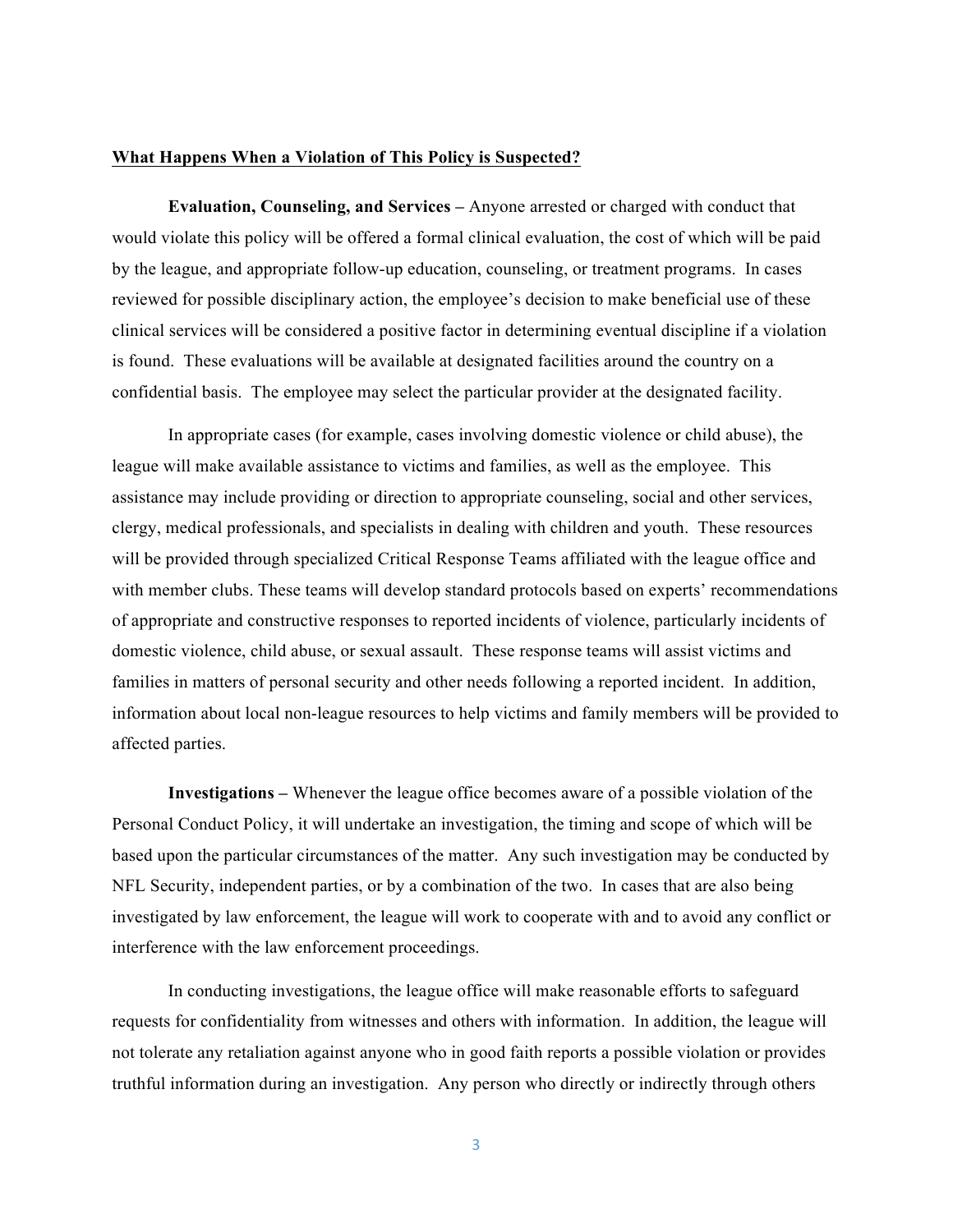**What Happens When a Violation of This Policy is Suspected?**

**Evaluation, Counseling, and Services –** Anyone arrested or charged with conduct that would violate this policy will be offered a formal clinical evaluation, the cost of which will be paid by the league, and appropriate follow-up education, counseling, or treatment programs. In cases reviewed for possible disciplinary action, the employee's decision to make beneficial use of these clinical services will be considered a positive factor in determining eventual discipline if a violation is found. These evaluations will be available at designated facilities around the country on a confidential basis. The employee may select the particular provider at the designated facility.

In appropriate cases (for example, cases involving domestic violence or child abuse), the league will make available assistance to victims and families, as well as the employee. This assistance may include providing or direction to appropriate counseling, social and other services, clergy, medical professionals, and specialists in dealing with children and youth. These resources will be provided through specialized Critical Response Teams affiliated with the league office and with member clubs. These teams will develop standard protocols based on experts' recommendations of appropriate and constructive responses to reported incidents of violence, particularly incidents of domestic violence, child abuse, or sexual assault. These response teams will assist victims and families in matters of personal security and other needs following a reported incident. In addition, information about local non-league resources to help victims and family members will be provided to affected parties.

**Investigations –** Whenever the league office becomes aware of a possible violation of the Personal Conduct Policy, it will undertake an investigation, the timing and scope of which will be based upon the particular circumstances of the matter. Any such investigation may be conducted by NFL Security, independent parties, or by a combination of the two. In cases that are also being investigated by law enforcement, the league will work to cooperate with and to avoid any conflict or interference with the law enforcement proceedings.

In conducting investigations, the league office will make reasonable efforts to safeguard requests for confidentiality from witnesses and others with information. In addition, the league will not tolerate any retaliation against anyone who in good faith reports a possible violation or provides truthful information during an investigation. Any person who directly or indirectly through others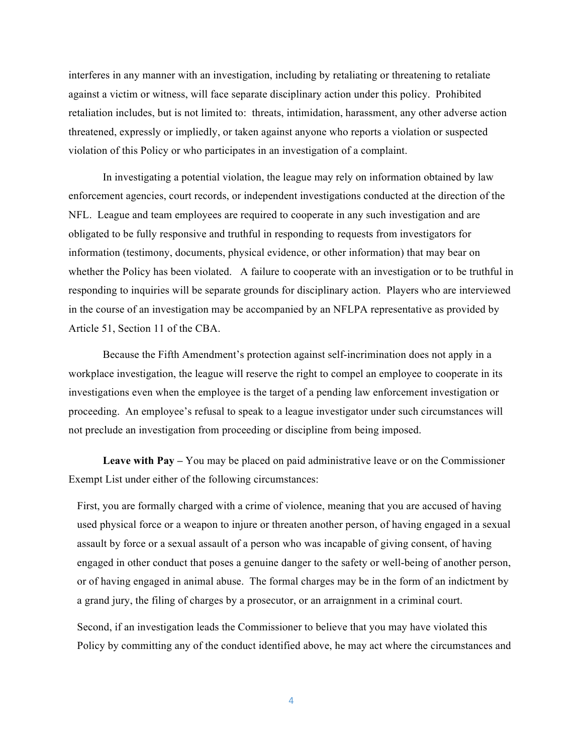interferes in any manner with an investigation, including by retaliating or threatening to retaliate against a victim or witness, will face separate disciplinary action under this policy. Prohibited retaliation includes, but is not limited to: threats, intimidation, harassment, any other adverse action threatened, expressly or impliedly, or taken against anyone who reports a violation or suspected violation of this Policy or who participates in an investigation of a complaint.

In investigating a potential violation, the league may rely on information obtained by law enforcement agencies, court records, or independent investigations conducted at the direction of the NFL. League and team employees are required to cooperate in any such investigation and are obligated to be fully responsive and truthful in responding to requests from investigators for information (testimony, documents, physical evidence, or other information) that may bear on whether the Policy has been violated. A failure to cooperate with an investigation or to be truthful in responding to inquiries will be separate grounds for disciplinary action. Players who are interviewed in the course of an investigation may be accompanied by an NFLPA representative as provided by Article 51, Section 11 of the CBA.

Because the Fifth Amendment's protection against self-incrimination does not apply in a workplace investigation, the league will reserve the right to compel an employee to cooperate in its investigations even when the employee is the target of a pending law enforcement investigation or proceeding. An employee's refusal to speak to a league investigator under such circumstances will not preclude an investigation from proceeding or discipline from being imposed.

**Leave with Pay –** You may be placed on paid administrative leave or on the Commissioner Exempt List under either of the following circumstances:

First, you are formally charged with a crime of violence, meaning that you are accused of having used physical force or a weapon to injure or threaten another person, of having engaged in a sexual assault by force or a sexual assault of a person who was incapable of giving consent, of having engaged in other conduct that poses a genuine danger to the safety or well-being of another person, or of having engaged in animal abuse. The formal charges may be in the form of an indictment by a grand jury, the filing of charges by a prosecutor, or an arraignment in a criminal court.

Second, if an investigation leads the Commissioner to believe that you may have violated this Policy by committing any of the conduct identified above, he may act where the circumstances and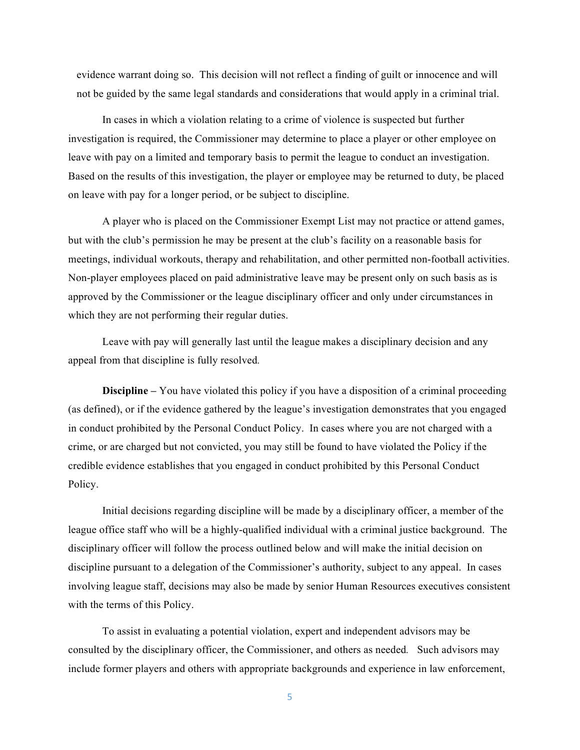evidence warrant doing so. This decision will not reflect a finding of guilt or innocence and will not be guided by the same legal standards and considerations that would apply in a criminal trial.

In cases in which a violation relating to a crime of violence is suspected but further investigation is required, the Commissioner may determine to place a player or other employee on leave with pay on a limited and temporary basis to permit the league to conduct an investigation. Based on the results of this investigation, the player or employee may be returned to duty, be placed on leave with pay for a longer period, or be subject to discipline.

A player who is placed on the Commissioner Exempt List may not practice or attend games, but with the club's permission he may be present at the club's facility on a reasonable basis for meetings, individual workouts, therapy and rehabilitation, and other permitted non-football activities. Non-player employees placed on paid administrative leave may be present only on such basis as is approved by the Commissioner or the league disciplinary officer and only under circumstances in which they are not performing their regular duties.

Leave with pay will generally last until the league makes a disciplinary decision and any appeal from that discipline is fully resolved.

**Discipline –** You have violated this policy if you have a disposition of a criminal proceeding (as defined), or if the evidence gathered by the league's investigation demonstrates that you engaged in conduct prohibited by the Personal Conduct Policy. In cases where you are not charged with a crime, or are charged but not convicted, you may still be found to have violated the Policy if the credible evidence establishes that you engaged in conduct prohibited by this Personal Conduct Policy.

Initial decisions regarding discipline will be made by a disciplinary officer, a member of the league office staff who will be a highly-qualified individual with a criminal justice background. The disciplinary officer will follow the process outlined below and will make the initial decision on discipline pursuant to a delegation of the Commissioner's authority, subject to any appeal. In cases involving league staff, decisions may also be made by senior Human Resources executives consistent with the terms of this Policy.

To assist in evaluating a potential violation, expert and independent advisors may be consulted by the disciplinary officer, the Commissioner, and others as needed. Such advisors may include former players and others with appropriate backgrounds and experience in law enforcement,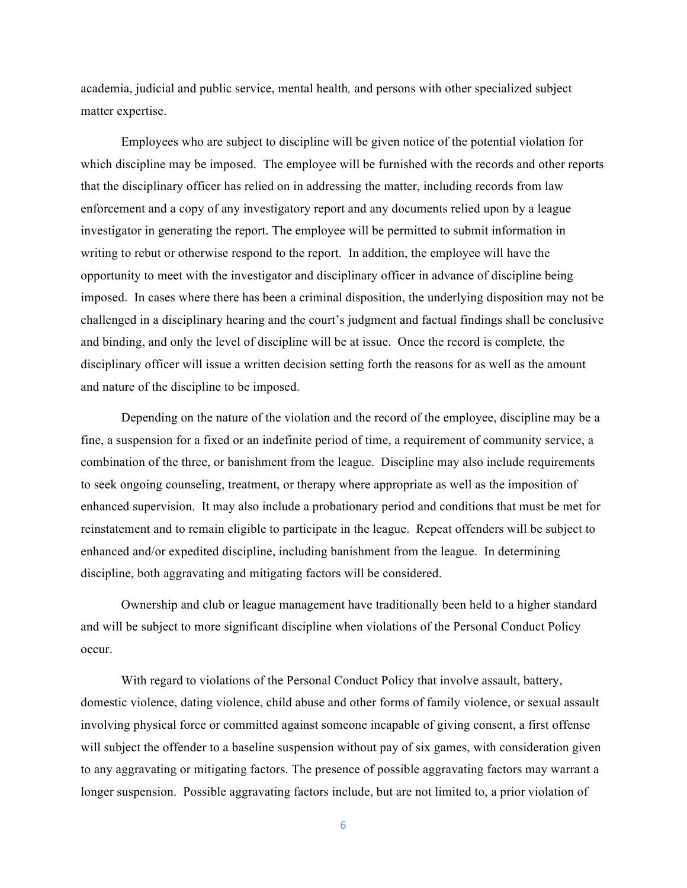academia, judicial and public service, mental health, and persons with other specialized subject matter expertise.

Employees who are subject to discipline will be given notice of the potential violation for which discipline may be imposed. The employee will be furnished with the records and other reports that the disciplinary officer has relied on in addressing the matter, including records from law enforcement and a copy of any investigatory report and any documents relied upon by a league investigator in generating the report. The employee will be permitted to submit information in writing to rebut or otherwise respond to the report. In addition, the employee will have the opportunity to meet with the investigator and disciplinary officer in advance of discipline being imposed. In cases where there has been a criminal disposition, the underlying disposition may not be challenged in a disciplinary hearing and the court's judgment and factual findings shall be conclusive and binding, and only the level of discipline will be at issue. Once the record is complete, the disciplinary officer will issue a written decision setting forth the reasons for as well as the amount and nature of the discipline to be imposed.

Depending on the nature of the violation and the record of the employee, discipline may be a fine, a suspension for a fixed or an indefinite period of time, a requirement of community service, a combination of the three, or banishment from the league. Discipline may also include requirements to seek ongoing counseling, treatment, or therapy where appropriate as well as the imposition of enhanced supervision. It may also include a probationary period and conditions that must be met for reinstatement and to remain eligible to participate in the league. Repeat offenders will be subject to enhanced and/or expedited discipline, including banishment from the league. In determining discipline, both aggravating and mitigating factors will be considered.

Ownership and club or league management have traditionally been held to a higher standard and will be subject to more significant discipline when violations of the Personal Conduct Policy occur.

With regard to violations of the Personal Conduct Policy that involve assault, battery, domestic violence, dating violence, child abuse and other forms of family violence, or sexual assault involving physical force or committed against someone incapable of giving consent, a first offense will subject the offender to a baseline suspension without pay of six games, with consideration given to any aggravating or mitigating factors. The presence of possible aggravating factors may warrant a longer suspension. Possible aggravating factors include, but are not limited to, a prior violation of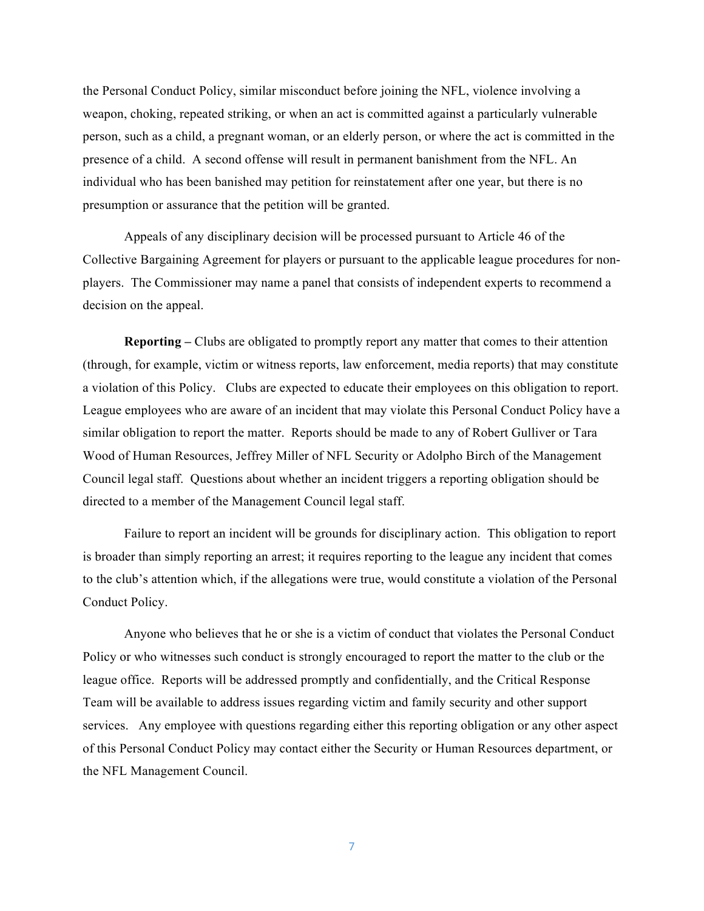the Personal Conduct Policy, similar misconduct before joining the NFL, violence involving a weapon, choking, repeated striking, or when an act is committed against a particularly vulnerable person, such as a child, a pregnant woman, or an elderly person, or where the act is committed in the presence of a child. A second offense will result in permanent banishment from the NFL. An individual who has been banished may petition for reinstatement after one year, but there is no presumption or assurance that the petition will be granted.

Appeals of any disciplinary decision will be processed pursuant to Article 46 of the Collective Bargaining Agreement for players or pursuant to the applicable league procedures for non-players. The Commissioner may name a panel that consists of independent experts to recommend a decision on the appeal.

**Reporting –** Clubs are obligated to promptly report any matter that comes to their attention (through, for example, victim or witness reports, law enforcement, media reports) that may constitute a violation of this Policy. Clubs are expected to educate their employees on this obligation to report. League employees who are aware of an incident that may violate this Personal Conduct Policy have a similar obligation to report the matter. Reports should be made to any of Robert Gulliver or Tara Wood of Human Resources, Jeffrey Miller of NFL Security or Adolpho Birch of the Management Council legal staff. Questions about whether an incident triggers a reporting obligation should be directed to a member of the Management Council legal staff.

Failure to report an incident will be grounds for disciplinary action. This obligation to report is broader than simply reporting an arrest; it requires reporting to the league any incident that comes to the club's attention which, if the allegations were true, would constitute a violation of the Personal Conduct Policy.

Anyone who believes that he or she is a victim of conduct that violates the Personal Conduct Policy or who witnesses such conduct is strongly encouraged to report the matter to the club or the league office. Reports will be addressed promptly and confidentially, and the Critical Response Team will be available to address issues regarding victim and family security and other support services. Any employee with questions regarding either this reporting obligation or any other aspect of this Personal Conduct Policy may contact either the Security or Human Resources department, or the NFL Management Council.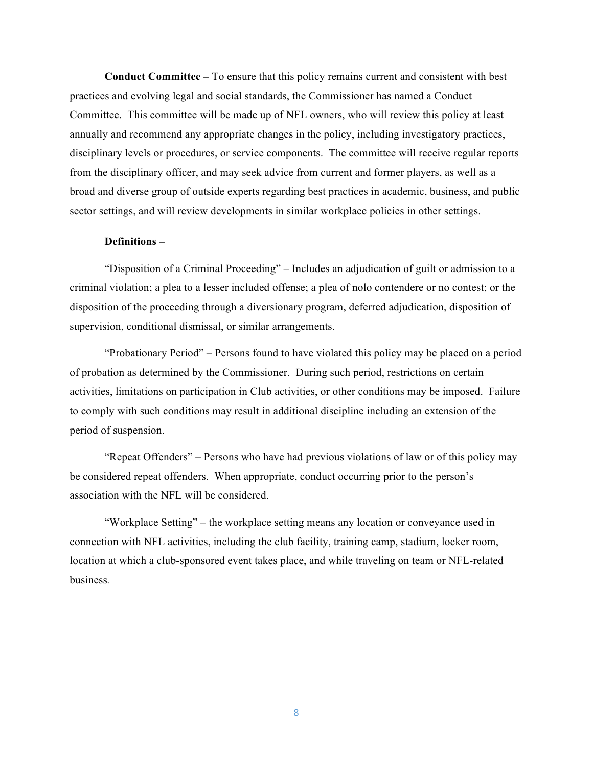**Conduct Committee –** To ensure that this policy remains current and consistent with best practices and evolving legal and social standards, the Commissioner has named a Conduct Committee. This committee will be made up of NFL owners, who will review this policy at least annually and recommend any appropriate changes in the policy, including investigatory practices, disciplinary levels or procedures, or service components. The committee will receive regular reports from the disciplinary officer, and may seek advice from current and former players, as well as a broad and diverse group of outside experts regarding best practices in academic, business, and public sector settings, and will review developments in similar workplace policies in other settings.

**Definitions –**

"Disposition of a Criminal Proceeding" – Includes an adjudication of guilt or admission to a criminal violation; a plea to a lesser included offense; a plea of nolo contendere or no contest; or the disposition of the proceeding through a diversionary program, deferred adjudication, disposition of supervision, conditional dismissal, or similar arrangements.

"Probationary Period" – Persons found to have violated this policy may be placed on a period of probation as determined by the Commissioner. During such period, restrictions on certain activities, limitations on participation in Club activities, or other conditions may be imposed. Failure to comply with such conditions may result in additional discipline including an extension of the period of suspension.

"Repeat Offenders" – Persons who have had previous violations of law or of this policy may be considered repeat offenders. When appropriate, conduct occurring prior to the person's association with the NFL will be considered.

"Workplace Setting" – the workplace setting means any location or conveyance used in connection with NFL activities, including the club facility, training camp, stadium, locker room, location at which a club-sponsored event takes place, and while traveling on team or NFL-related business.